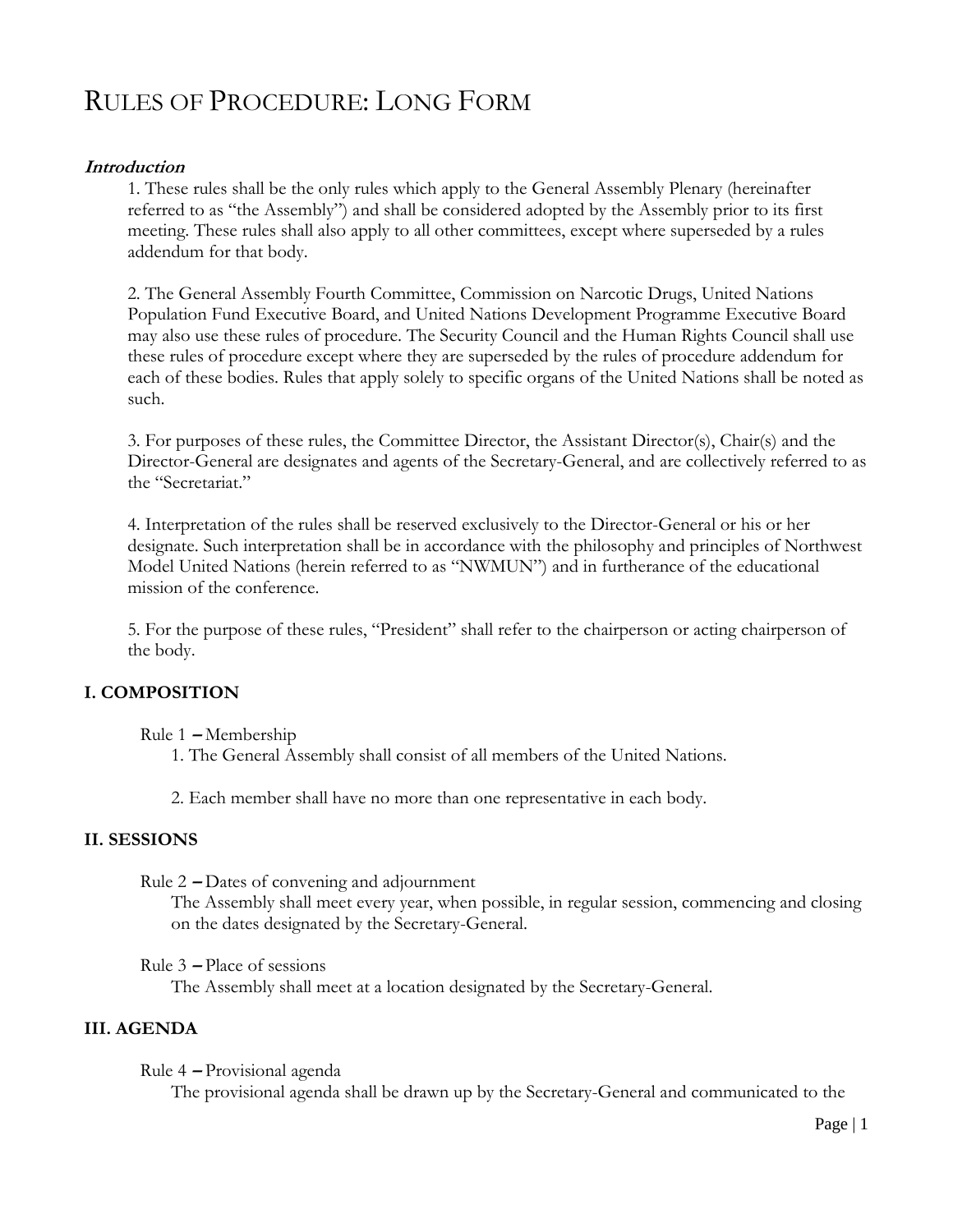# Rules of Procedure: Long Form

***Introduction***

1. These rules shall be the only rules which apply to the General Assembly Plenary (hereinafter referred to as "the Assembly") and shall be considered adopted by the Assembly prior to its first meeting. These rules shall also apply to all other committees, except where superseded by a rules addendum for that body.

2. The General Assembly Fourth Committee, Commission on Narcotic Drugs, United Nations Population Fund Executive Board, and United Nations Development Programme Executive Board may also use these rules of procedure. The Security Council and the Human Rights Council shall use these rules of procedure except where they are superseded by the rules of procedure addendum for each of these bodies. Rules that apply solely to specific organs of the United Nations shall be noted as such.

3. For purposes of these rules, the Committee Director, the Assistant Director(s), Chair(s) and the Director-General are designates and agents of the Secretary-General, and are collectively referred to as the "Secretariat."

4. Interpretation of the rules shall be reserved exclusively to the Director-General or his or her designate. Such interpretation shall be in accordance with the philosophy and principles of Northwest Model United Nations (herein referred to as "NWMUN") and in furtherance of the educational mission of the conference.

5. For the purpose of these rules, "President" shall refer to the chairperson or acting chairperson of the body.

## I. COMPOSITION

Rule 1 – Membership

1. The General Assembly shall consist of all members of the United Nations.

2. Each member shall have no more than one representative in each body.

## II. SESSIONS

Rule 2 – Dates of convening and adjournment

The Assembly shall meet every year, when possible, in regular session, commencing and closing on the dates designated by the Secretary-General.

Rule 3 – Place of sessions

The Assembly shall meet at a location designated by the Secretary-General.

## III. AGENDA

Rule 4 – Provisional agenda

The provisional agenda shall be drawn up by the Secretary-General and communicated to the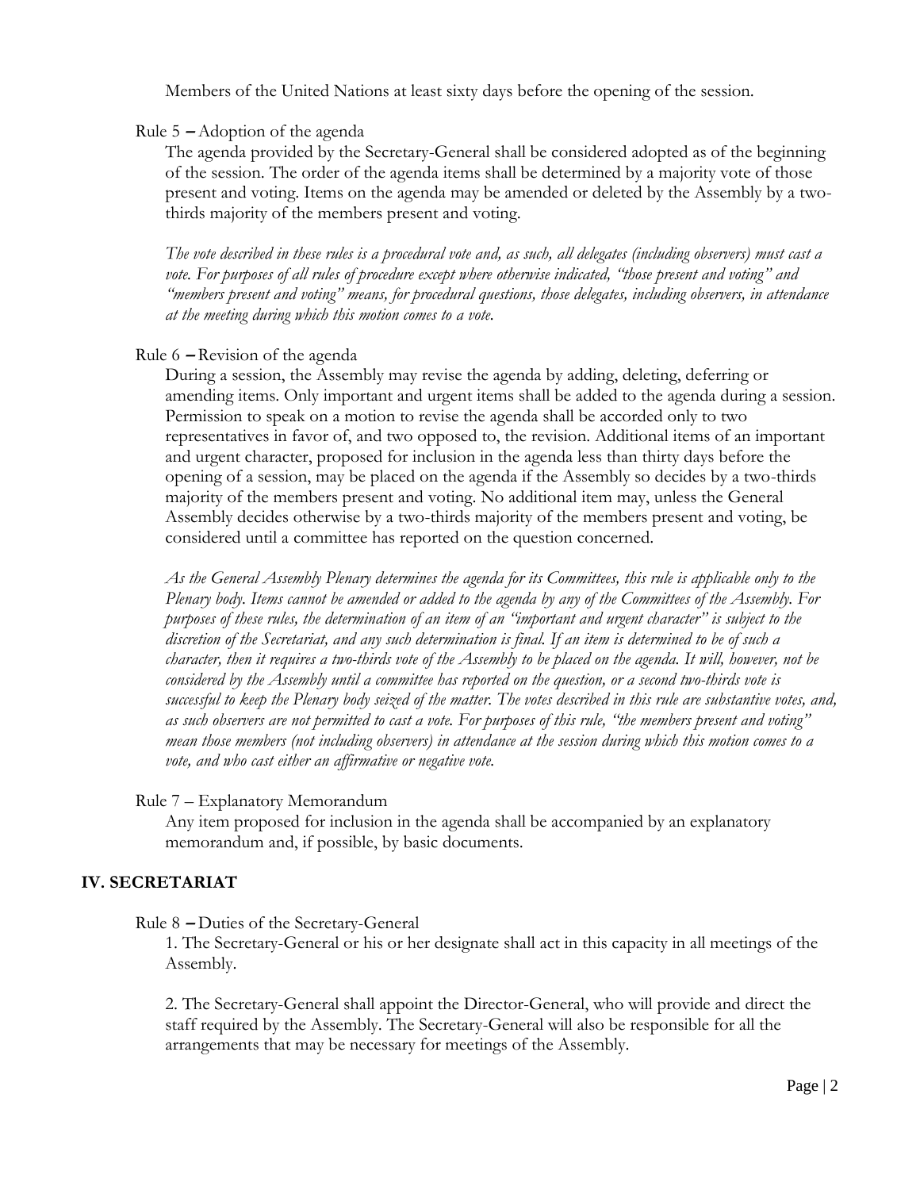Members of the United Nations at least sixty days before the opening of the session.

Rule 5 – Adoption of the agenda

The agenda provided by the Secretary-General shall be considered adopted as of the beginning of the session. The order of the agenda items shall be determined by a majority vote of those present and voting. Items on the agenda may be amended or deleted by the Assembly by a two-thirds majority of the members present and voting.

*The vote described in these rules is a procedural vote and, as such, all delegates (including observers) must cast a vote. For purposes of all rules of procedure except where otherwise indicated, "those present and voting" and "members present and voting" means, for procedural questions, those delegates, including observers, in attendance at the meeting during which this motion comes to a vote.*

Rule 6 – Revision of the agenda

During a session, the Assembly may revise the agenda by adding, deleting, deferring or amending items. Only important and urgent items shall be added to the agenda during a session. Permission to speak on a motion to revise the agenda shall be accorded only to two representatives in favor of, and two opposed to, the revision. Additional items of an important and urgent character, proposed for inclusion in the agenda less than thirty days before the opening of a session, may be placed on the agenda if the Assembly so decides by a two-thirds majority of the members present and voting. No additional item may, unless the General Assembly decides otherwise by a two-thirds majority of the members present and voting, be considered until a committee has reported on the question concerned.

*As the General Assembly Plenary determines the agenda for its Committees, this rule is applicable only to the Plenary body. Items cannot be amended or added to the agenda by any of the Committees of the Assembly. For purposes of these rules, the determination of an item of an "important and urgent character" is subject to the discretion of the Secretariat, and any such determination is final. If an item is determined to be of such a character, then it requires a two-thirds vote of the Assembly to be placed on the agenda. It will, however, not be considered by the Assembly until a committee has reported on the question, or a second two-thirds vote is successful to keep the Plenary body seized of the matter. The votes described in this rule are substantive votes, and, as such observers are not permitted to cast a vote. For purposes of this rule, "the members present and voting" mean those members (not including observers) in attendance at the session during which this motion comes to a vote, and who cast either an affirmative or negative vote.*

Rule 7 – Explanatory Memorandum

Any item proposed for inclusion in the agenda shall be accompanied by an explanatory memorandum and, if possible, by basic documents.

## IV. SECRETARIAT

Rule 8 – Duties of the Secretary-General

1. The Secretary-General or his or her designate shall act in this capacity in all meetings of the Assembly.

2. The Secretary-General shall appoint the Director-General, who will provide and direct the staff required by the Assembly. The Secretary-General will also be responsible for all the arrangements that may be necessary for meetings of the Assembly.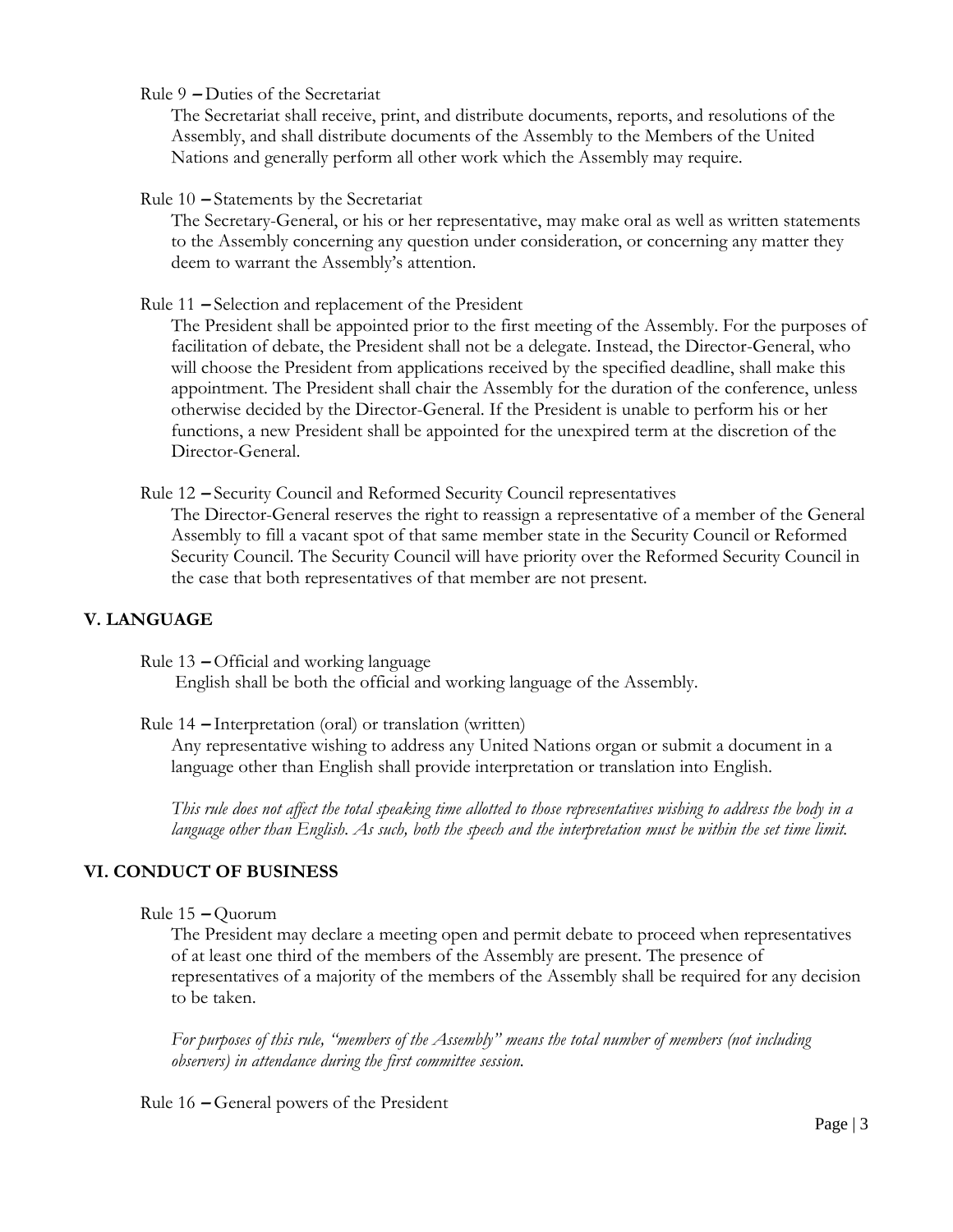Rule 9 – Duties of the Secretariat

The Secretariat shall receive, print, and distribute documents, reports, and resolutions of the Assembly, and shall distribute documents of the Assembly to the Members of the United Nations and generally perform all other work which the Assembly may require.

Rule 10 – Statements by the Secretariat

The Secretary-General, or his or her representative, may make oral as well as written statements to the Assembly concerning any question under consideration, or concerning any matter they deem to warrant the Assembly's attention.

Rule 11 – Selection and replacement of the President

The President shall be appointed prior to the first meeting of the Assembly. For the purposes of facilitation of debate, the President shall not be a delegate. Instead, the Director-General, who will choose the President from applications received by the specified deadline, shall make this appointment. The President shall chair the Assembly for the duration of the conference, unless otherwise decided by the Director-General. If the President is unable to perform his or her functions, a new President shall be appointed for the unexpired term at the discretion of the Director-General.

Rule 12 – Security Council and Reformed Security Council representatives

The Director-General reserves the right to reassign a representative of a member of the General Assembly to fill a vacant spot of that same member state in the Security Council or Reformed Security Council. The Security Council will have priority over the Reformed Security Council in the case that both representatives of that member are not present.

## V. LANGUAGE

Rule 13 – Official and working language

English shall be both the official and working language of the Assembly.

Rule 14 – Interpretation (oral) or translation (written)

Any representative wishing to address any United Nations organ or submit a document in a language other than English shall provide interpretation or translation into English.

*This rule does not affect the total speaking time allotted to those representatives wishing to address the body in a language other than English. As such, both the speech and the interpretation must be within the set time limit.*

## VI. CONDUCT OF BUSINESS

Rule 15 – Quorum

The President may declare a meeting open and permit debate to proceed when representatives of at least one third of the members of the Assembly are present. The presence of representatives of a majority of the members of the Assembly shall be required for any decision to be taken.

*For purposes of this rule, "members of the Assembly" means the total number of members (not including observers) in attendance during the first committee session.*

Rule 16 – General powers of the President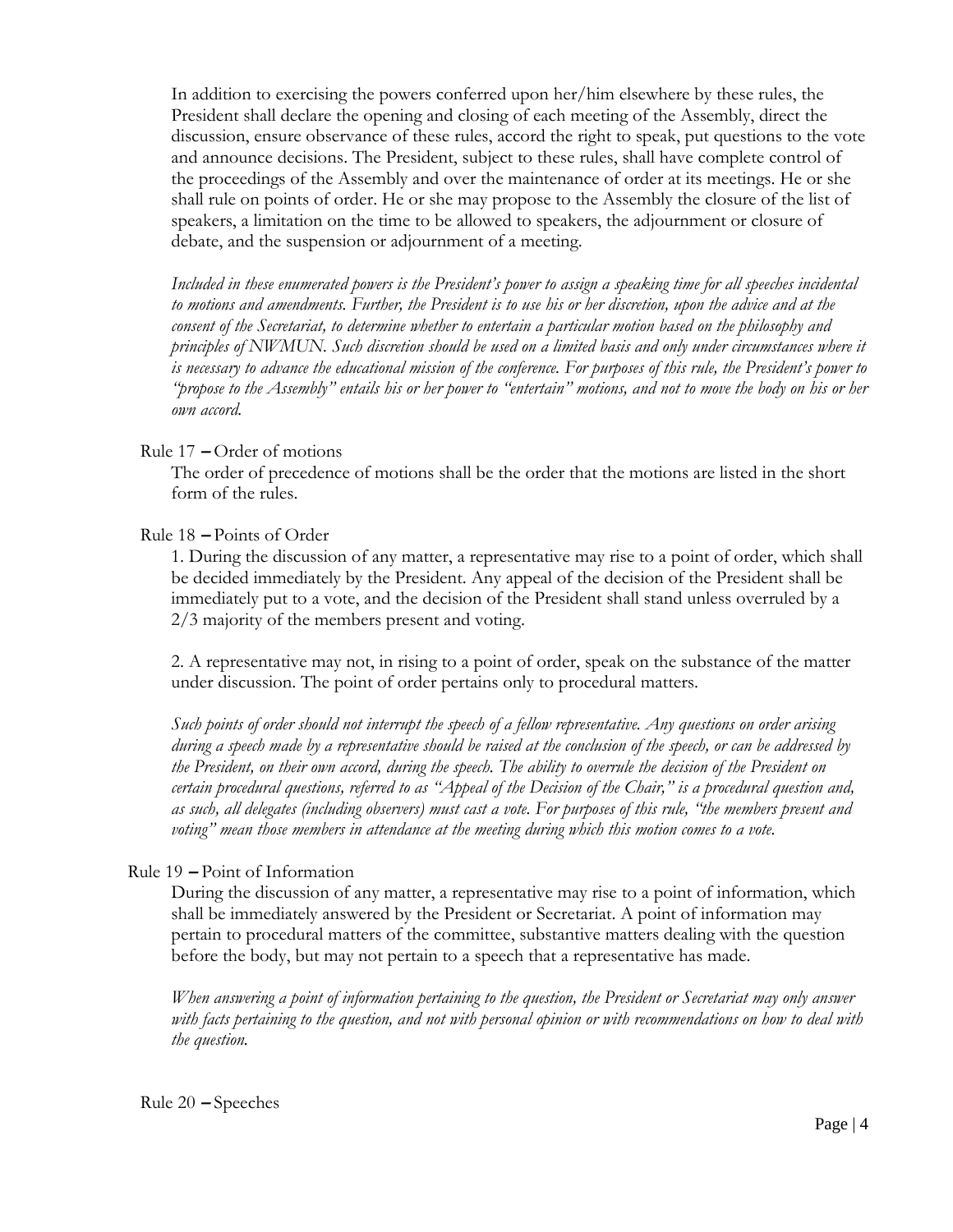In addition to exercising the powers conferred upon her/him elsewhere by these rules, the President shall declare the opening and closing of each meeting of the Assembly, direct the discussion, ensure observance of these rules, accord the right to speak, put questions to the vote and announce decisions. The President, subject to these rules, shall have complete control of the proceedings of the Assembly and over the maintenance of order at its meetings. He or she shall rule on points of order. He or she may propose to the Assembly the closure of the list of speakers, a limitation on the time to be allowed to speakers, the adjournment or closure of debate, and the suspension or adjournment of a meeting.

*Included in these enumerated powers is the President's power to assign a speaking time for all speeches incidental to motions and amendments. Further, the President is to use his or her discretion, upon the advice and at the consent of the Secretariat, to determine whether to entertain a particular motion based on the philosophy and principles of NWMUN. Such discretion should be used on a limited basis and only under circumstances where it is necessary to advance the educational mission of the conference. For purposes of this rule, the President's power to "propose to the Assembly" entails his or her power to "entertain" motions, and not to move the body on his or her own accord.*

Rule 17 – Order of motions

The order of precedence of motions shall be the order that the motions are listed in the short form of the rules.

Rule 18 – Points of Order

1. During the discussion of any matter, a representative may rise to a point of order, which shall be decided immediately by the President. Any appeal of the decision of the President shall be immediately put to a vote, and the decision of the President shall stand unless overruled by a 2/3 majority of the members present and voting.

2. A representative may not, in rising to a point of order, speak on the substance of the matter under discussion. The point of order pertains only to procedural matters.

*Such points of order should not interrupt the speech of a fellow representative. Any questions on order arising during a speech made by a representative should be raised at the conclusion of the speech, or can be addressed by the President, on their own accord, during the speech. The ability to overrule the decision of the President on certain procedural questions, referred to as "Appeal of the Decision of the Chair," is a procedural question and, as such, all delegates (including observers) must cast a vote. For purposes of this rule, "the members present and voting" mean those members in attendance at the meeting during which this motion comes to a vote.*

Rule 19 – Point of Information

During the discussion of any matter, a representative may rise to a point of information, which shall be immediately answered by the President or Secretariat. A point of information may pertain to procedural matters of the committee, substantive matters dealing with the question before the body, but may not pertain to a speech that a representative has made.

*When answering a point of information pertaining to the question, the President or Secretariat may only answer with facts pertaining to the question, and not with personal opinion or with recommendations on how to deal with the question.*

Rule 20 – Speeches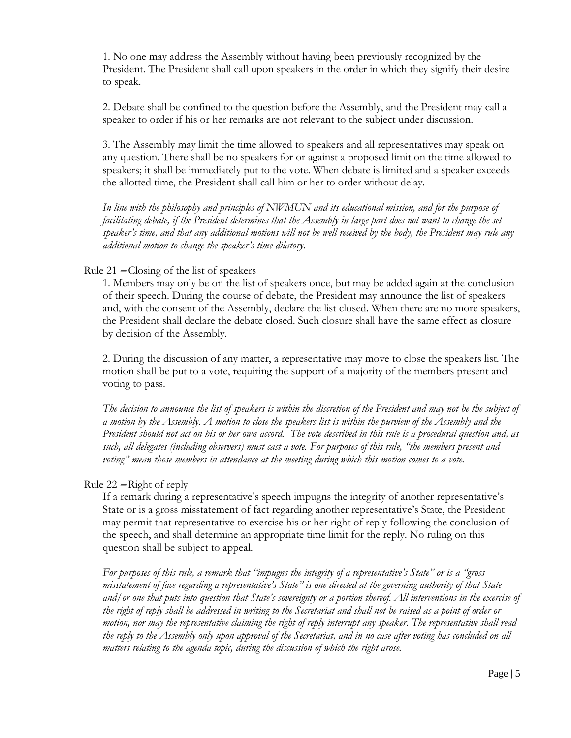1. No one may address the Assembly without having been previously recognized by the President. The President shall call upon speakers in the order in which they signify their desire to speak.

2. Debate shall be confined to the question before the Assembly, and the President may call a speaker to order if his or her remarks are not relevant to the subject under discussion.

3. The Assembly may limit the time allowed to speakers and all representatives may speak on any question. There shall be no speakers for or against a proposed limit on the time allowed to speakers; it shall be immediately put to the vote. When debate is limited and a speaker exceeds the allotted time, the President shall call him or her to order without delay.

*In line with the philosophy and principles of NWMUN and its educational mission, and for the purpose of facilitating debate, if the President determines that the Assembly in large part does not want to change the set speaker's time, and that any additional motions will not be well received by the body, the President may rule any additional motion to change the speaker's time dilatory.*

### Rule 21 – Closing of the list of speakers

1. Members may only be on the list of speakers once, but may be added again at the conclusion of their speech. During the course of debate, the President may announce the list of speakers and, with the consent of the Assembly, declare the list closed. When there are no more speakers, the President shall declare the debate closed. Such closure shall have the same effect as closure by decision of the Assembly.

2. During the discussion of any matter, a representative may move to close the speakers list. The motion shall be put to a vote, requiring the support of a majority of the members present and voting to pass.

*The decision to announce the list of speakers is within the discretion of the President and may not be the subject of a motion by the Assembly. A motion to close the speakers list is within the purview of the Assembly and the President should not act on his or her own accord. The vote described in this rule is a procedural question and, as such, all delegates (including observers) must cast a vote. For purposes of this rule, "the members present and voting" mean those members in attendance at the meeting during which this motion comes to a vote.*

### Rule 22 – Right of reply

If a remark during a representative's speech impugns the integrity of another representative's State or is a gross misstatement of fact regarding another representative's State, the President may permit that representative to exercise his or her right of reply following the conclusion of the speech, and shall determine an appropriate time limit for the reply. No ruling on this question shall be subject to appeal.

*For purposes of this rule, a remark that "impugns the integrity of a representative's State" or is a "gross misstatement of face regarding a representative's State" is one directed at the governing authority of that State and/or one that puts into question that State's sovereignty or a portion thereof. All interventions in the exercise of the right of reply shall be addressed in writing to the Secretariat and shall not be raised as a point of order or motion, nor may the representative claiming the right of reply interrupt any speaker. The representative shall read the reply to the Assembly only upon approval of the Secretariat, and in no case after voting has concluded on all matters relating to the agenda topic, during the discussion of which the right arose.*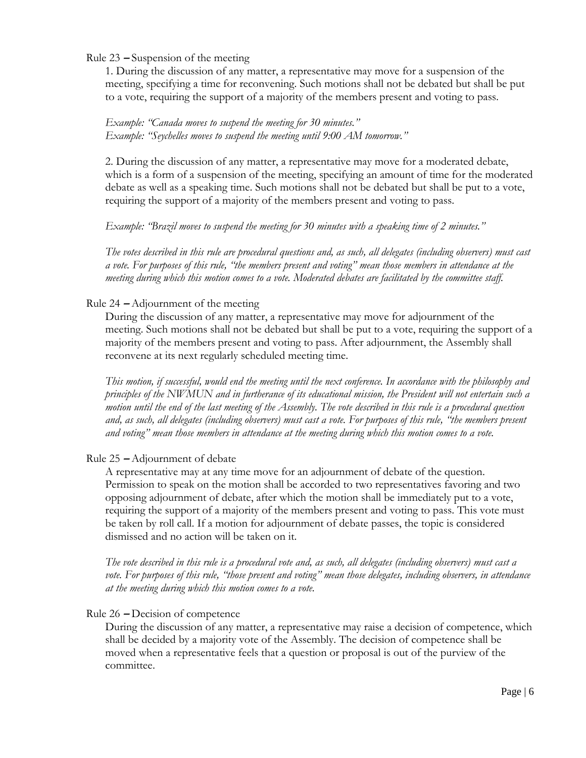Rule 23 – Suspension of the meeting

1. During the discussion of any matter, a representative may move for a suspension of the meeting, specifying a time for reconvening. Such motions shall not be debated but shall be put to a vote, requiring the support of a majority of the members present and voting to pass.

*Example: "Canada moves to suspend the meeting for 30 minutes."*
*Example: "Seychelles moves to suspend the meeting until 9:00 AM tomorrow."*

2. During the discussion of any matter, a representative may move for a moderated debate, which is a form of a suspension of the meeting, specifying an amount of time for the moderated debate as well as a speaking time. Such motions shall not be debated but shall be put to a vote, requiring the support of a majority of the members present and voting to pass.

*Example: "Brazil moves to suspend the meeting for 30 minutes with a speaking time of 2 minutes."*

*The votes described in this rule are procedural questions and, as such, all delegates (including observers) must cast a vote. For purposes of this rule, "the members present and voting" mean those members in attendance at the meeting during which this motion comes to a vote. Moderated debates are facilitated by the committee staff.*

Rule 24 – Adjournment of the meeting

During the discussion of any matter, a representative may move for adjournment of the meeting. Such motions shall not be debated but shall be put to a vote, requiring the support of a majority of the members present and voting to pass. After adjournment, the Assembly shall reconvene at its next regularly scheduled meeting time.

*This motion, if successful, would end the meeting until the next conference. In accordance with the philosophy and principles of the NWMUN and in furtherance of its educational mission, the President will not entertain such a motion until the end of the last meeting of the Assembly. The vote described in this rule is a procedural question and, as such, all delegates (including observers) must cast a vote. For purposes of this rule, "the members present and voting" mean those members in attendance at the meeting during which this motion comes to a vote.*

Rule 25 – Adjournment of debate

A representative may at any time move for an adjournment of debate of the question. Permission to speak on the motion shall be accorded to two representatives favoring and two opposing adjournment of debate, after which the motion shall be immediately put to a vote, requiring the support of a majority of the members present and voting to pass. This vote must be taken by roll call. If a motion for adjournment of debate passes, the topic is considered dismissed and no action will be taken on it.

*The vote described in this rule is a procedural vote and, as such, all delegates (including observers) must cast a vote. For purposes of this rule, "those present and voting" mean those delegates, including observers, in attendance at the meeting during which this motion comes to a vote.*

Rule 26 – Decision of competence

During the discussion of any matter, a representative may raise a decision of competence, which shall be decided by a majority vote of the Assembly. The decision of competence shall be moved when a representative feels that a question or proposal is out of the purview of the committee.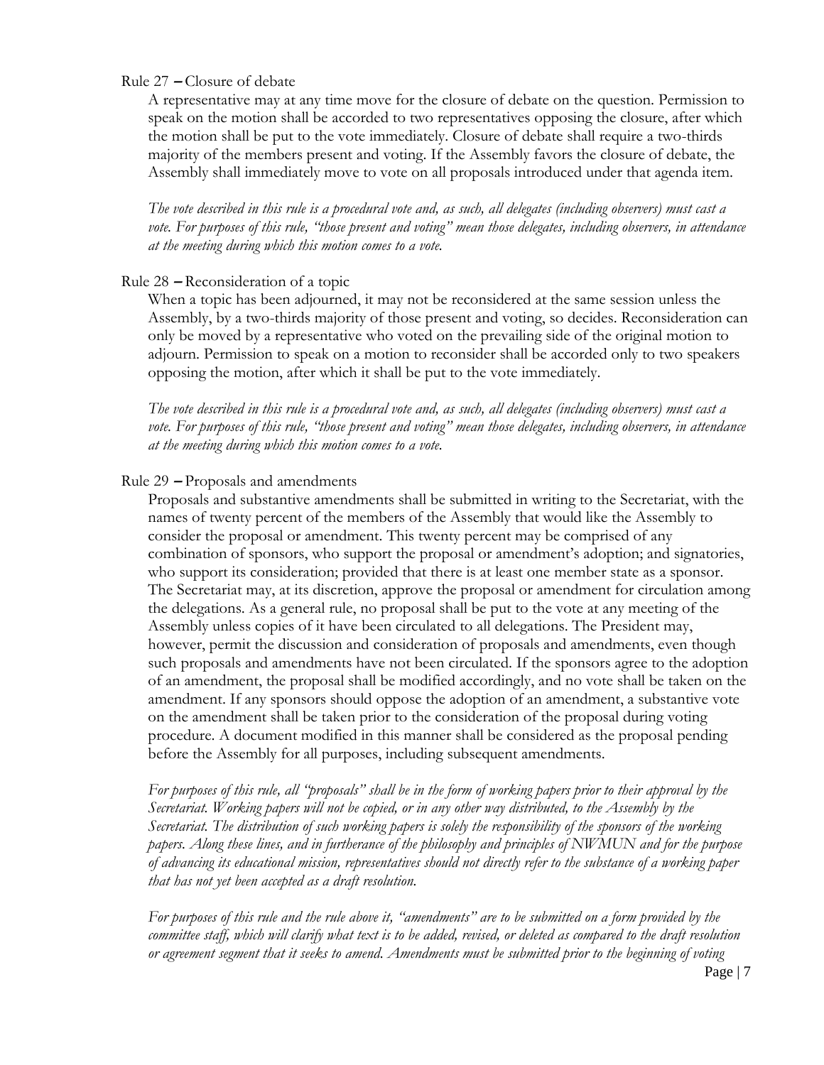Rule 27 – Closure of debate

A representative may at any time move for the closure of debate on the question. Permission to speak on the motion shall be accorded to two representatives opposing the closure, after which the motion shall be put to the vote immediately. Closure of debate shall require a two-thirds majority of the members present and voting. If the Assembly favors the closure of debate, the Assembly shall immediately move to vote on all proposals introduced under that agenda item.

*The vote described in this rule is a procedural vote and, as such, all delegates (including observers) must cast a vote. For purposes of this rule, "those present and voting" mean those delegates, including observers, in attendance at the meeting during which this motion comes to a vote.*

Rule 28 – Reconsideration of a topic

When a topic has been adjourned, it may not be reconsidered at the same session unless the Assembly, by a two-thirds majority of those present and voting, so decides. Reconsideration can only be moved by a representative who voted on the prevailing side of the original motion to adjourn. Permission to speak on a motion to reconsider shall be accorded only to two speakers opposing the motion, after which it shall be put to the vote immediately.

*The vote described in this rule is a procedural vote and, as such, all delegates (including observers) must cast a vote. For purposes of this rule, "those present and voting" mean those delegates, including observers, in attendance at the meeting during which this motion comes to a vote.*

Rule 29 – Proposals and amendments

Proposals and substantive amendments shall be submitted in writing to the Secretariat, with the names of twenty percent of the members of the Assembly that would like the Assembly to consider the proposal or amendment. This twenty percent may be comprised of any combination of sponsors, who support the proposal or amendment's adoption; and signatories, who support its consideration; provided that there is at least one member state as a sponsor. The Secretariat may, at its discretion, approve the proposal or amendment for circulation among the delegations. As a general rule, no proposal shall be put to the vote at any meeting of the Assembly unless copies of it have been circulated to all delegations. The President may, however, permit the discussion and consideration of proposals and amendments, even though such proposals and amendments have not been circulated. If the sponsors agree to the adoption of an amendment, the proposal shall be modified accordingly, and no vote shall be taken on the amendment. If any sponsors should oppose the adoption of an amendment, a substantive vote on the amendment shall be taken prior to the consideration of the proposal during voting procedure. A document modified in this manner shall be considered as the proposal pending before the Assembly for all purposes, including subsequent amendments.

*For purposes of this rule, all "proposals" shall be in the form of working papers prior to their approval by the Secretariat. Working papers will not be copied, or in any other way distributed, to the Assembly by the Secretariat. The distribution of such working papers is solely the responsibility of the sponsors of the working papers. Along these lines, and in furtherance of the philosophy and principles of NWMUN and for the purpose of advancing its educational mission, representatives should not directly refer to the substance of a working paper that has not yet been accepted as a draft resolution.*

*For purposes of this rule and the rule above it, "amendments" are to be submitted on a form provided by the committee staff, which will clarify what text is to be added, revised, or deleted as compared to the draft resolution or agreement segment that it seeks to amend. Amendments must be submitted prior to the beginning of voting*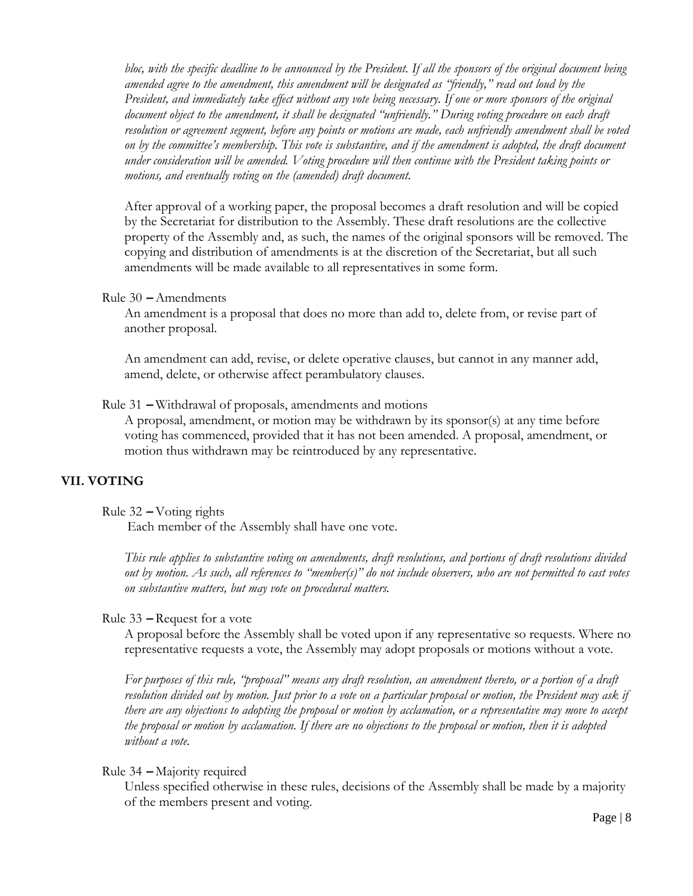*bloc, with the specific deadline to be announced by the President. If all the sponsors of the original document being amended agree to the amendment, this amendment will be designated as "friendly," read out loud by the President, and immediately take effect without any vote being necessary. If one or more sponsors of the original document object to the amendment, it shall be designated "unfriendly." During voting procedure on each draft resolution or agreement segment, before any points or motions are made, each unfriendly amendment shall be voted on by the committee's membership. This vote is substantive, and if the amendment is adopted, the draft document under consideration will be amended. Voting procedure will then continue with the President taking points or motions, and eventually voting on the (amended) draft document.*

After approval of a working paper, the proposal becomes a draft resolution and will be copied by the Secretariat for distribution to the Assembly. These draft resolutions are the collective property of the Assembly and, as such, the names of the original sponsors will be removed. The copying and distribution of amendments is at the discretion of the Secretariat, but all such amendments will be made available to all representatives in some form.

Rule 30 – Amendments

An amendment is a proposal that does no more than add to, delete from, or revise part of another proposal.

An amendment can add, revise, or delete operative clauses, but cannot in any manner add, amend, delete, or otherwise affect perambulatory clauses.

Rule 31 – Withdrawal of proposals, amendments and motions

A proposal, amendment, or motion may be withdrawn by its sponsor(s) at any time before voting has commenced, provided that it has not been amended. A proposal, amendment, or motion thus withdrawn may be reintroduced by any representative.

## VII. VOTING

Rule 32 – Voting rights

Each member of the Assembly shall have one vote.

*This rule applies to substantive voting on amendments, draft resolutions, and portions of draft resolutions divided out by motion. As such, all references to "member(s)" do not include observers, who are not permitted to cast votes on substantive matters, but may vote on procedural matters.*

Rule 33 – Request for a vote

A proposal before the Assembly shall be voted upon if any representative so requests. Where no representative requests a vote, the Assembly may adopt proposals or motions without a vote.

*For purposes of this rule, "proposal" means any draft resolution, an amendment thereto, or a portion of a draft resolution divided out by motion. Just prior to a vote on a particular proposal or motion, the President may ask if there are any objections to adopting the proposal or motion by acclamation, or a representative may move to accept the proposal or motion by acclamation. If there are no objections to the proposal or motion, then it is adopted without a vote.*

Rule 34 – Majority required

Unless specified otherwise in these rules, decisions of the Assembly shall be made by a majority of the members present and voting.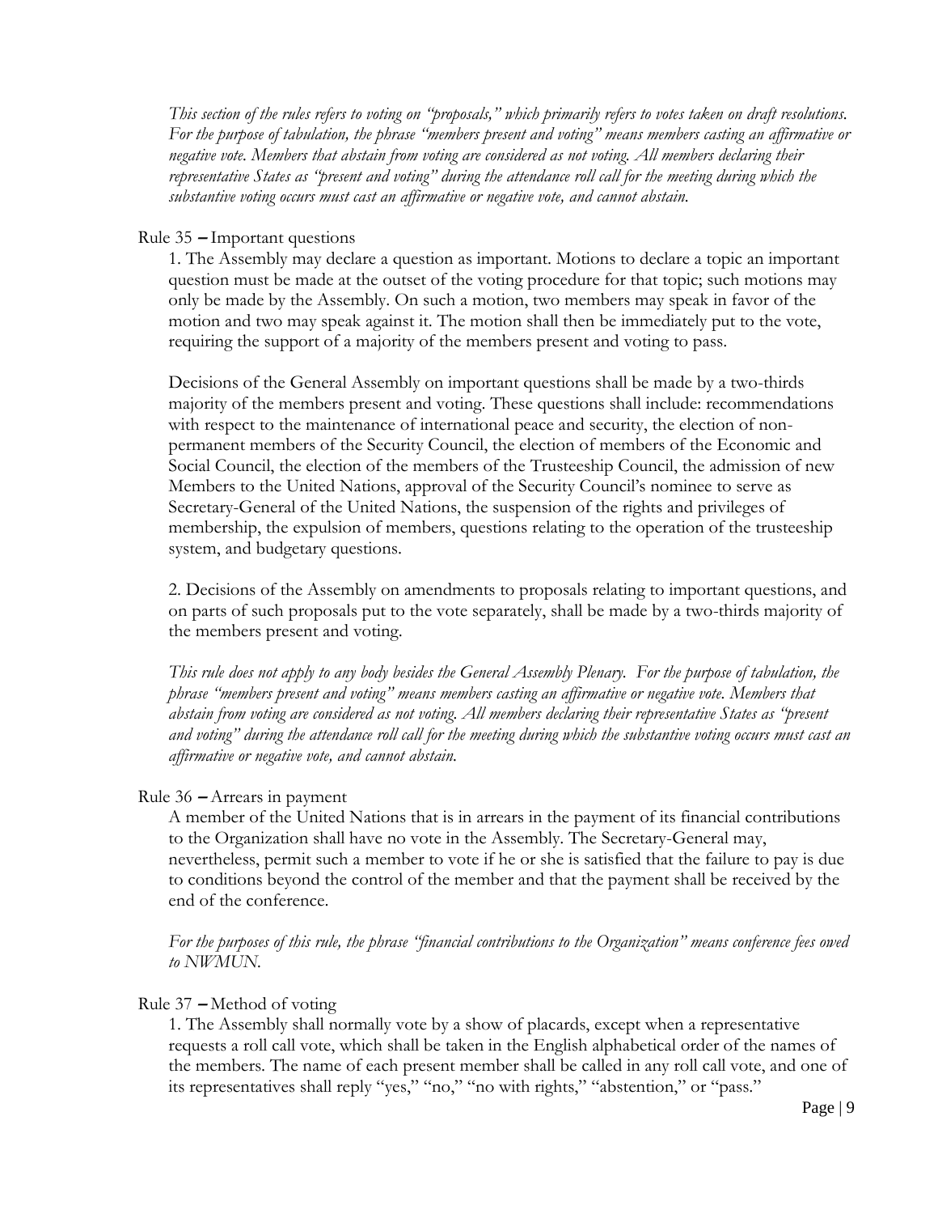*This section of the rules refers to voting on "proposals," which primarily refers to votes taken on draft resolutions. For the purpose of tabulation, the phrase "members present and voting" means members casting an affirmative or negative vote. Members that abstain from voting are considered as not voting. All members declaring their representative States as "present and voting" during the attendance roll call for the meeting during which the substantive voting occurs must cast an affirmative or negative vote, and cannot abstain.*

Rule 35 – Important questions

1. The Assembly may declare a question as important. Motions to declare a topic an important question must be made at the outset of the voting procedure for that topic; such motions may only be made by the Assembly. On such a motion, two members may speak in favor of the motion and two may speak against it. The motion shall then be immediately put to the vote, requiring the support of a majority of the members present and voting to pass.

Decisions of the General Assembly on important questions shall be made by a two-thirds majority of the members present and voting. These questions shall include: recommendations with respect to the maintenance of international peace and security, the election of non-permanent members of the Security Council, the election of members of the Economic and Social Council, the election of the members of the Trusteeship Council, the admission of new Members to the United Nations, approval of the Security Council's nominee to serve as Secretary-General of the United Nations, the suspension of the rights and privileges of membership, the expulsion of members, questions relating to the operation of the trusteeship system, and budgetary questions.

2. Decisions of the Assembly on amendments to proposals relating to important questions, and on parts of such proposals put to the vote separately, shall be made by a two-thirds majority of the members present and voting.

*This rule does not apply to any body besides the General Assembly Plenary. For the purpose of tabulation, the phrase "members present and voting" means members casting an affirmative or negative vote. Members that abstain from voting are considered as not voting. All members declaring their representative States as "present and voting" during the attendance roll call for the meeting during which the substantive voting occurs must cast an affirmative or negative vote, and cannot abstain.*

Rule 36 – Arrears in payment

A member of the United Nations that is in arrears in the payment of its financial contributions to the Organization shall have no vote in the Assembly. The Secretary-General may, nevertheless, permit such a member to vote if he or she is satisfied that the failure to pay is due to conditions beyond the control of the member and that the payment shall be received by the end of the conference.

*For the purposes of this rule, the phrase "financial contributions to the Organization" means conference fees owed to NWMUN.*

Rule 37 – Method of voting

1. The Assembly shall normally vote by a show of placards, except when a representative requests a roll call vote, which shall be taken in the English alphabetical order of the names of the members. The name of each present member shall be called in any roll call vote, and one of its representatives shall reply "yes," "no," "no with rights," "abstention," or "pass."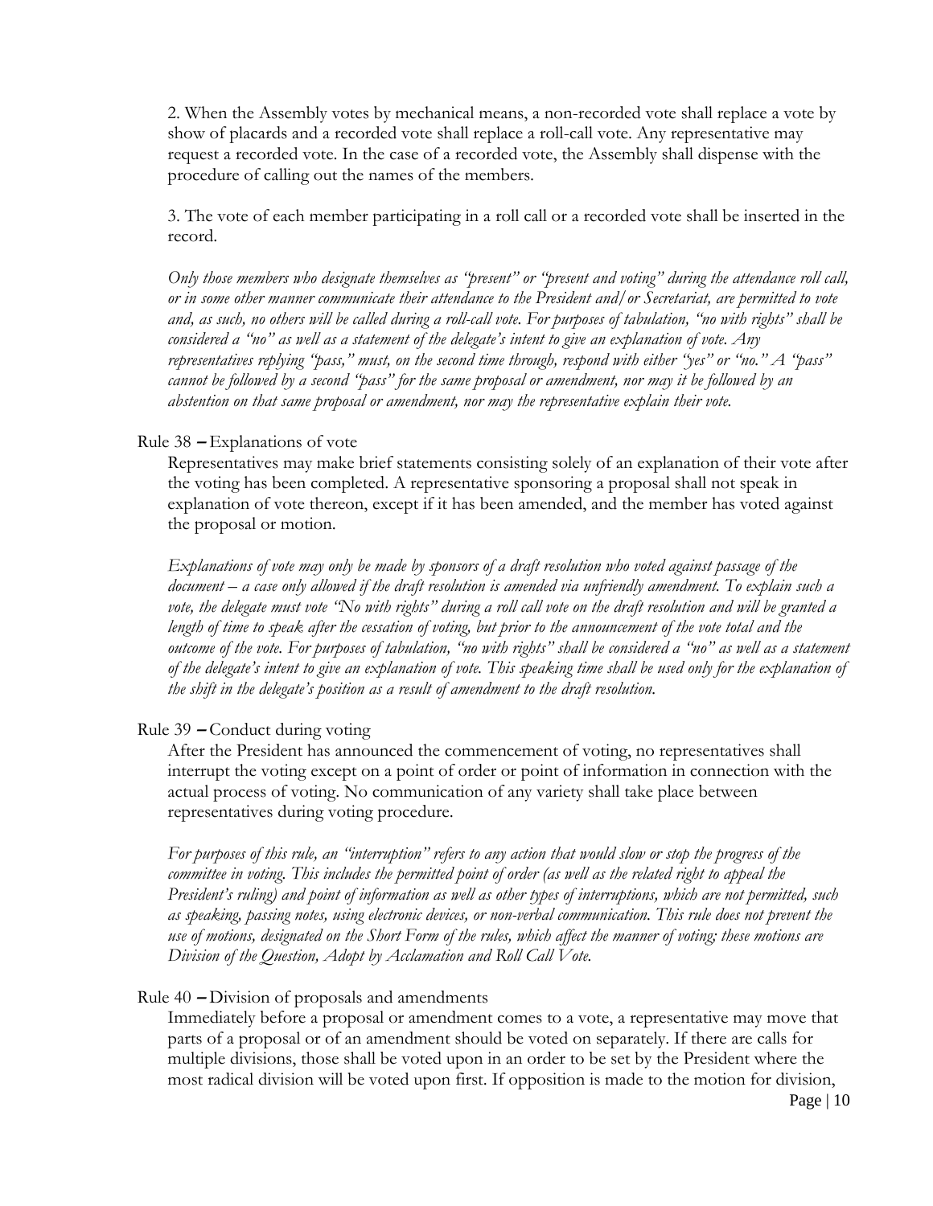2. When the Assembly votes by mechanical means, a non-recorded vote shall replace a vote by show of placards and a recorded vote shall replace a roll-call vote. Any representative may request a recorded vote. In the case of a recorded vote, the Assembly shall dispense with the procedure of calling out the names of the members.

3. The vote of each member participating in a roll call or a recorded vote shall be inserted in the record.

*Only those members who designate themselves as "present" or "present and voting" during the attendance roll call, or in some other manner communicate their attendance to the President and/or Secretariat, are permitted to vote and, as such, no others will be called during a roll-call vote. For purposes of tabulation, "no with rights" shall be considered a "no" as well as a statement of the delegate's intent to give an explanation of vote. Any representatives replying "pass," must, on the second time through, respond with either "yes" or "no." A "pass" cannot be followed by a second "pass" for the same proposal or amendment, nor may it be followed by an abstention on that same proposal or amendment, nor may the representative explain their vote.*

Rule 38 – Explanations of vote

Representatives may make brief statements consisting solely of an explanation of their vote after the voting has been completed. A representative sponsoring a proposal shall not speak in explanation of vote thereon, except if it has been amended, and the member has voted against the proposal or motion.

*Explanations of vote may only be made by sponsors of a draft resolution who voted against passage of the document – a case only allowed if the draft resolution is amended via unfriendly amendment. To explain such a vote, the delegate must vote "No with rights" during a roll call vote on the draft resolution and will be granted a length of time to speak after the cessation of voting, but prior to the announcement of the vote total and the outcome of the vote. For purposes of tabulation, "no with rights" shall be considered a "no" as well as a statement of the delegate's intent to give an explanation of vote. This speaking time shall be used only for the explanation of the shift in the delegate's position as a result of amendment to the draft resolution.*

Rule 39 – Conduct during voting

After the President has announced the commencement of voting, no representatives shall interrupt the voting except on a point of order or point of information in connection with the actual process of voting. No communication of any variety shall take place between representatives during voting procedure.

*For purposes of this rule, an "interruption" refers to any action that would slow or stop the progress of the committee in voting. This includes the permitted point of order (as well as the related right to appeal the President's ruling) and point of information as well as other types of interruptions, which are not permitted, such as speaking, passing notes, using electronic devices, or non-verbal communication. This rule does not prevent the use of motions, designated on the Short Form of the rules, which affect the manner of voting; these motions are Division of the Question, Adopt by Acclamation and Roll Call Vote.*

Rule 40 – Division of proposals and amendments

Immediately before a proposal or amendment comes to a vote, a representative may move that parts of a proposal or of an amendment should be voted on separately. If there are calls for multiple divisions, those shall be voted upon in an order to be set by the President where the most radical division will be voted upon first. If opposition is made to the motion for division,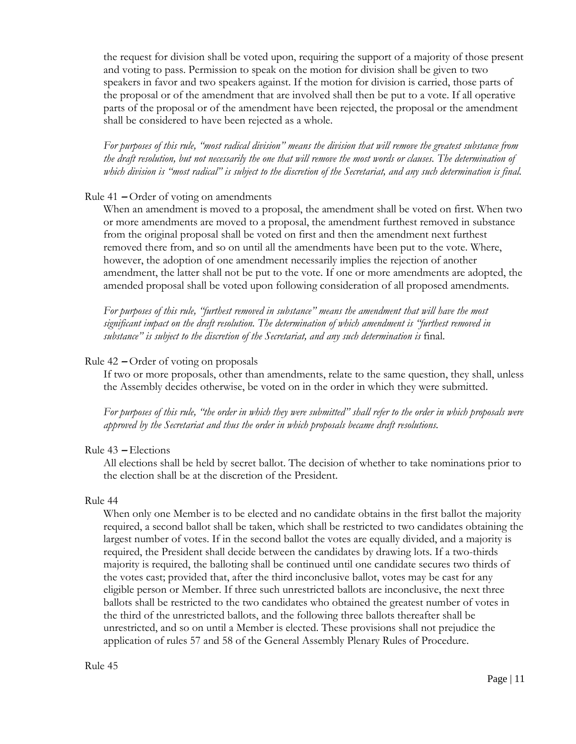the request for division shall be voted upon, requiring the support of a majority of those present and voting to pass. Permission to speak on the motion for division shall be given to two speakers in favor and two speakers against. If the motion for division is carried, those parts of the proposal or of the amendment that are involved shall then be put to a vote. If all operative parts of the proposal or of the amendment have been rejected, the proposal or the amendment shall be considered to have been rejected as a whole.

*For purposes of this rule, "most radical division" means the division that will remove the greatest substance from the draft resolution, but not necessarily the one that will remove the most words or clauses. The determination of which division is "most radical" is subject to the discretion of the Secretariat, and any such determination is final.*

Rule 41 – Order of voting on amendments

When an amendment is moved to a proposal, the amendment shall be voted on first. When two or more amendments are moved to a proposal, the amendment furthest removed in substance from the original proposal shall be voted on first and then the amendment next furthest removed there from, and so on until all the amendments have been put to the vote. Where, however, the adoption of one amendment necessarily implies the rejection of another amendment, the latter shall not be put to the vote. If one or more amendments are adopted, the amended proposal shall be voted upon following consideration of all proposed amendments.

*For purposes of this rule, "furthest removed in substance" means the amendment that will have the most significant impact on the draft resolution. The determination of which amendment is "furthest removed in substance" is subject to the discretion of the Secretariat, and any such determination is* final.

Rule 42 – Order of voting on proposals

If two or more proposals, other than amendments, relate to the same question, they shall, unless the Assembly decides otherwise, be voted on in the order in which they were submitted.

*For purposes of this rule, "the order in which they were submitted" shall refer to the order in which proposals were approved by the Secretariat and thus the order in which proposals became draft resolutions.*

Rule 43 – Elections

All elections shall be held by secret ballot. The decision of whether to take nominations prior to the election shall be at the discretion of the President.

Rule 44

When only one Member is to be elected and no candidate obtains in the first ballot the majority required, a second ballot shall be taken, which shall be restricted to two candidates obtaining the largest number of votes. If in the second ballot the votes are equally divided, and a majority is required, the President shall decide between the candidates by drawing lots. If a two-thirds majority is required, the balloting shall be continued until one candidate secures two thirds of the votes cast; provided that, after the third inconclusive ballot, votes may be cast for any eligible person or Member. If three such unrestricted ballots are inconclusive, the next three ballots shall be restricted to the two candidates who obtained the greatest number of votes in the third of the unrestricted ballots, and the following three ballots thereafter shall be unrestricted, and so on until a Member is elected. These provisions shall not prejudice the application of rules 57 and 58 of the General Assembly Plenary Rules of Procedure.

Rule 45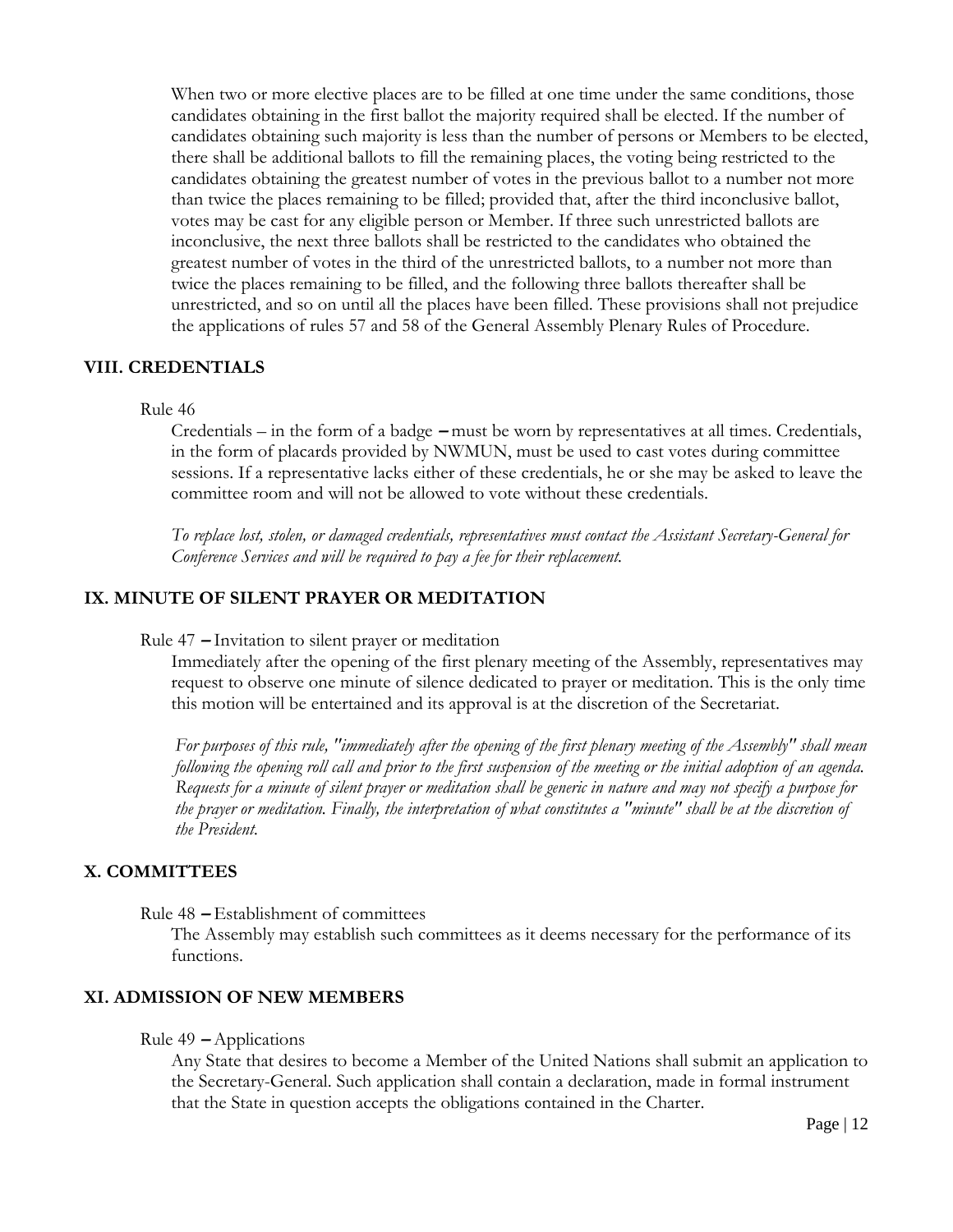When two or more elective places are to be filled at one time under the same conditions, those candidates obtaining in the first ballot the majority required shall be elected. If the number of candidates obtaining such majority is less than the number of persons or Members to be elected, there shall be additional ballots to fill the remaining places, the voting being restricted to the candidates obtaining the greatest number of votes in the previous ballot to a number not more than twice the places remaining to be filled; provided that, after the third inconclusive ballot, votes may be cast for any eligible person or Member. If three such unrestricted ballots are inconclusive, the next three ballots shall be restricted to the candidates who obtained the greatest number of votes in the third of the unrestricted ballots, to a number not more than twice the places remaining to be filled, and the following three ballots thereafter shall be unrestricted, and so on until all the places have been filled. These provisions shall not prejudice the applications of rules 57 and 58 of the General Assembly Plenary Rules of Procedure.

## VIII. CREDENTIALS

Rule 46

Credentials – in the form of a badge – must be worn by representatives at all times. Credentials, in the form of placards provided by NWMUN, must be used to cast votes during committee sessions. If a representative lacks either of these credentials, he or she may be asked to leave the committee room and will not be allowed to vote without these credentials.

*To replace lost, stolen, or damaged credentials, representatives must contact the Assistant Secretary-General for Conference Services and will be required to pay a fee for their replacement.*

## IX. MINUTE OF SILENT PRAYER OR MEDITATION

Rule 47 – Invitation to silent prayer or meditation

Immediately after the opening of the first plenary meeting of the Assembly, representatives may request to observe one minute of silence dedicated to prayer or meditation. This is the only time this motion will be entertained and its approval is at the discretion of the Secretariat.

*For purposes of this rule, "immediately after the opening of the first plenary meeting of the Assembly" shall mean following the opening roll call and prior to the first suspension of the meeting or the initial adoption of an agenda. Requests for a minute of silent prayer or meditation shall be generic in nature and may not specify a purpose for the prayer or meditation. Finally, the interpretation of what constitutes a "minute" shall be at the discretion of the President.*

## X. COMMITTEES

Rule 48 – Establishment of committees

The Assembly may establish such committees as it deems necessary for the performance of its functions.

## XI. ADMISSION OF NEW MEMBERS

Rule 49 – Applications

Any State that desires to become a Member of the United Nations shall submit an application to the Secretary-General. Such application shall contain a declaration, made in formal instrument that the State in question accepts the obligations contained in the Charter.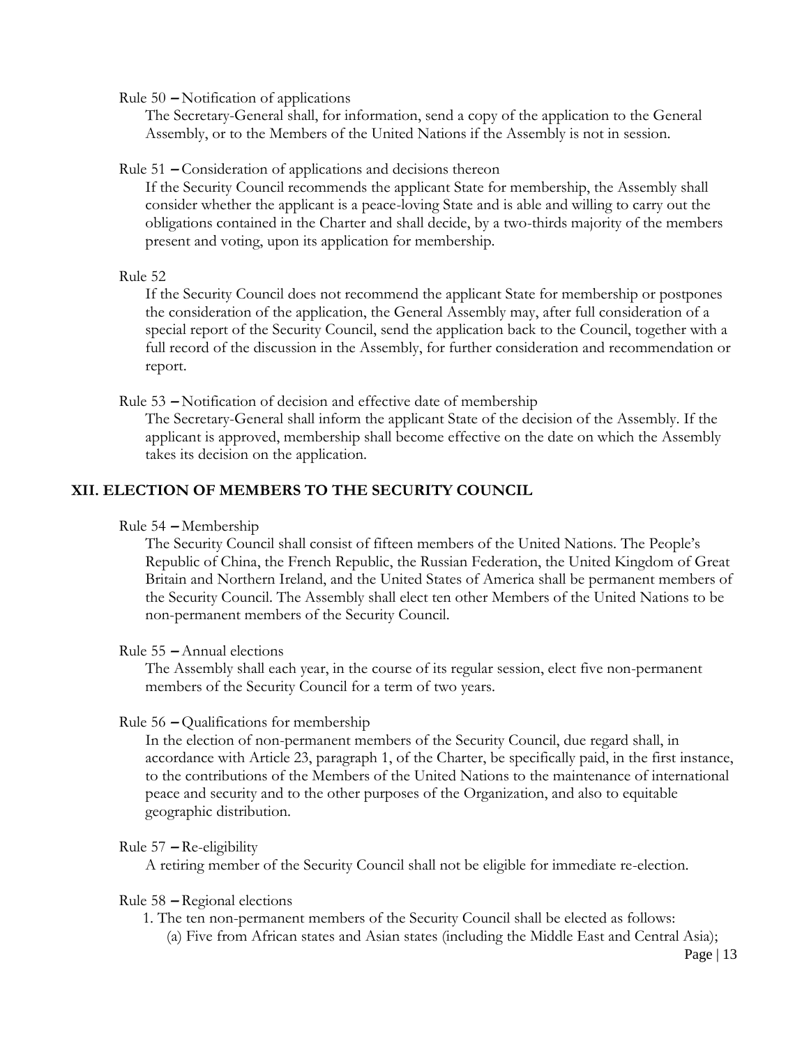Rule 50 – Notification of applications

The Secretary-General shall, for information, send a copy of the application to the General Assembly, or to the Members of the United Nations if the Assembly is not in session.

Rule 51 – Consideration of applications and decisions thereon

If the Security Council recommends the applicant State for membership, the Assembly shall consider whether the applicant is a peace-loving State and is able and willing to carry out the obligations contained in the Charter and shall decide, by a two-thirds majority of the members present and voting, upon its application for membership.

Rule 52

If the Security Council does not recommend the applicant State for membership or postpones the consideration of the application, the General Assembly may, after full consideration of a special report of the Security Council, send the application back to the Council, together with a full record of the discussion in the Assembly, for further consideration and recommendation or report.

Rule 53 – Notification of decision and effective date of membership

The Secretary-General shall inform the applicant State of the decision of the Assembly. If the applicant is approved, membership shall become effective on the date on which the Assembly takes its decision on the application.

## XII. ELECTION OF MEMBERS TO THE SECURITY COUNCIL

Rule 54 – Membership

The Security Council shall consist of fifteen members of the United Nations. The People's Republic of China, the French Republic, the Russian Federation, the United Kingdom of Great Britain and Northern Ireland, and the United States of America shall be permanent members of the Security Council. The Assembly shall elect ten other Members of the United Nations to be non-permanent members of the Security Council.

Rule 55 – Annual elections

The Assembly shall each year, in the course of its regular session, elect five non-permanent members of the Security Council for a term of two years.

Rule 56 – Qualifications for membership

In the election of non-permanent members of the Security Council, due regard shall, in accordance with Article 23, paragraph 1, of the Charter, be specifically paid, in the first instance, to the contributions of the Members of the United Nations to the maintenance of international peace and security and to the other purposes of the Organization, and also to equitable geographic distribution.

Rule 57 – Re-eligibility

A retiring member of the Security Council shall not be eligible for immediate re-election.

Rule 58 – Regional elections

1. The ten non-permanent members of the Security Council shall be elected as follows:
   (a) Five from African states and Asian states (including the Middle East and Central Asia);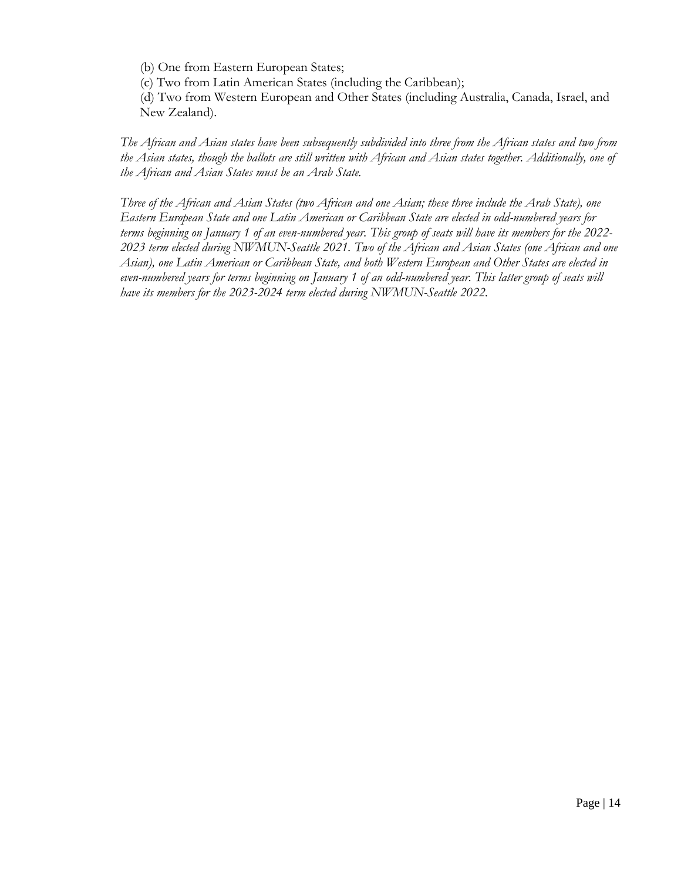(b) One from Eastern European States;
(c) Two from Latin American States (including the Caribbean);
(d) Two from Western European and Other States (including Australia, Canada, Israel, and New Zealand).

*The African and Asian states have been subsequently subdivided into three from the African states and two from the Asian states, though the ballots are still written with African and Asian states together. Additionally, one of the African and Asian States must be an Arab State.*

*Three of the African and Asian States (two African and one Asian; these three include the Arab State), one Eastern European State and one Latin American or Caribbean State are elected in odd-numbered years for terms beginning on January 1 of an even-numbered year. This group of seats will have its members for the 2022-2023 term elected during NWMUN-Seattle 2021. Two of the African and Asian States (one African and one Asian), one Latin American or Caribbean State, and both Western European and Other States are elected in even-numbered years for terms beginning on January 1 of an odd-numbered year. This latter group of seats will have its members for the 2023-2024 term elected during NWMUN-Seattle 2022.*